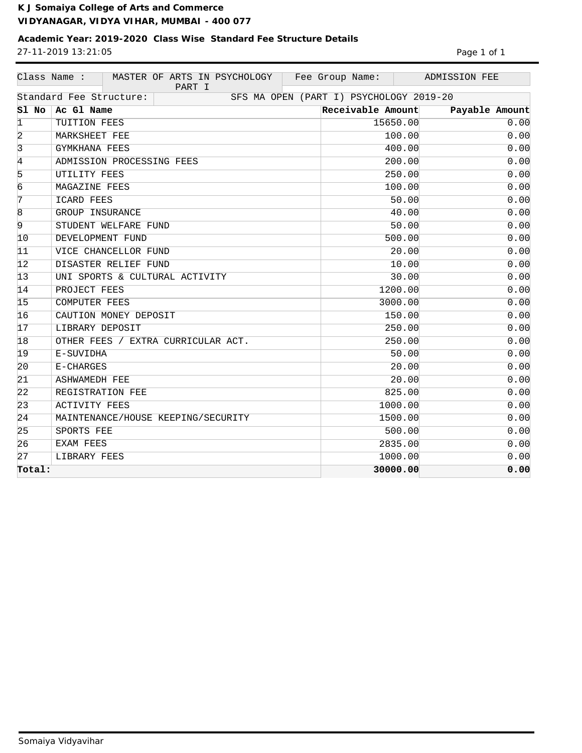**K J Somaiya College of Arts and Commerce**
**VIDYANAGAR, VIDYA VIHAR, MUMBAI - 400 077**

**Academic Year: 2019-2020 Class Wise Standard Fee Structure Details**

27-11-2019 13:21:05

| Class Name : | MASTER OF ARTS IN PSYCHOLOGY PART I | Fee Group Name: | ADMISSION FEE |
|---|---|---|---|
| Standard Fee Structure: | SFS MA OPEN (PART I) PSYCHOLOGY 2019-20 | | |

| Sl No | Ac Gl Name | Receivable Amount | Payable Amount |
|---|---|---|---|
| 1 | TUITION FEES | 15650.00 | 0.00 |
| 2 | MARKSHEET FEE | 100.00 | 0.00 |
| 3 | GYMKHANA FEES | 400.00 | 0.00 |
| 4 | ADMISSION PROCESSING FEES | 200.00 | 0.00 |
| 5 | UTILITY FEES | 250.00 | 0.00 |
| 6 | MAGAZINE FEES | 100.00 | 0.00 |
| 7 | ICARD FEES | 50.00 | 0.00 |
| 8 | GROUP INSURANCE | 40.00 | 0.00 |
| 9 | STUDENT WELFARE FUND | 50.00 | 0.00 |
| 10 | DEVELOPMENT FUND | 500.00 | 0.00 |
| 11 | VICE CHANCELLOR FUND | 20.00 | 0.00 |
| 12 | DISASTER RELIEF FUND | 10.00 | 0.00 |
| 13 | UNI SPORTS & CULTURAL ACTIVITY | 30.00 | 0.00 |
| 14 | PROJECT FEES | 1200.00 | 0.00 |
| 15 | COMPUTER FEES | 3000.00 | 0.00 |
| 16 | CAUTION MONEY DEPOSIT | 150.00 | 0.00 |
| 17 | LIBRARY DEPOSIT | 250.00 | 0.00 |
| 18 | OTHER FEES / EXTRA CURRICULAR ACT. | 250.00 | 0.00 |
| 19 | E-SUVIDHA | 50.00 | 0.00 |
| 20 | E-CHARGES | 20.00 | 0.00 |
| 21 | ASHWAMEDH FEE | 20.00 | 0.00 |
| 22 | REGISTRATION FEE | 825.00 | 0.00 |
| 23 | ACTIVITY FEES | 1000.00 | 0.00 |
| 24 | MAINTENANCE/HOUSE KEEPING/SECURITY | 1500.00 | 0.00 |
| 25 | SPORTS FEE | 500.00 | 0.00 |
| 26 | EXAM FEES | 2835.00 | 0.00 |
| 27 | LIBRARY FEES | 1000.00 | 0.00 |
| **Total:** | | **30000.00** | **0.00** |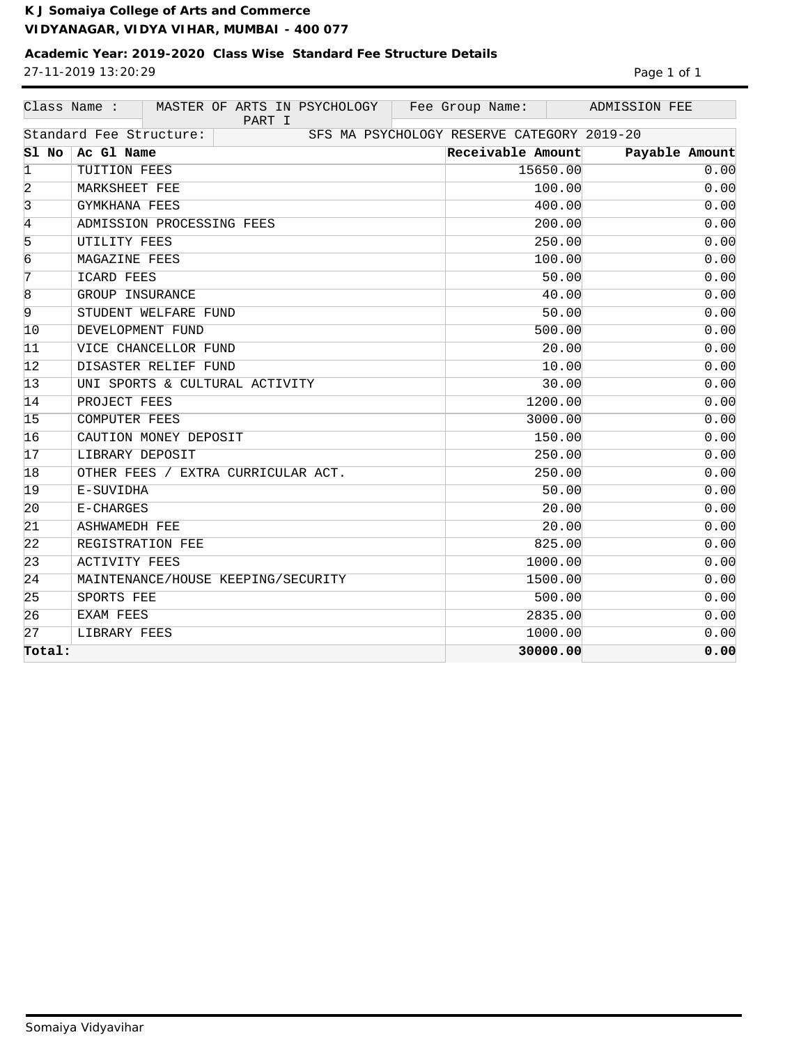**K J Somaiya College of Arts and Commerce**
**VIDYANAGAR, VIDYA VIHAR, MUMBAI - 400 077**

**Academic Year: 2019-2020 Class Wise Standard Fee Structure Details**

27-11-2019 13:20:29

| Class Name : | MASTER OF ARTS IN PSYCHOLOGY PART I | Fee Group Name: | ADMISSION FEE |
|---|---|---|---|
| Standard Fee Structure: | SFS MA PSYCHOLOGY RESERVE CATEGORY 2019-20 | | |

| Sl No | Ac Gl Name | Receivable Amount | Payable Amount |
|---|---|---|---|
| 1 | TUITION FEES | 15650.00 | 0.00 |
| 2 | MARKSHEET FEE | 100.00 | 0.00 |
| 3 | GYMKHANA FEES | 400.00 | 0.00 |
| 4 | ADMISSION PROCESSING FEES | 200.00 | 0.00 |
| 5 | UTILITY FEES | 250.00 | 0.00 |
| 6 | MAGAZINE FEES | 100.00 | 0.00 |
| 7 | ICARD FEES | 50.00 | 0.00 |
| 8 | GROUP INSURANCE | 40.00 | 0.00 |
| 9 | STUDENT WELFARE FUND | 50.00 | 0.00 |
| 10 | DEVELOPMENT FUND | 500.00 | 0.00 |
| 11 | VICE CHANCELLOR FUND | 20.00 | 0.00 |
| 12 | DISASTER RELIEF FUND | 10.00 | 0.00 |
| 13 | UNI SPORTS & CULTURAL ACTIVITY | 30.00 | 0.00 |
| 14 | PROJECT FEES | 1200.00 | 0.00 |
| 15 | COMPUTER FEES | 3000.00 | 0.00 |
| 16 | CAUTION MONEY DEPOSIT | 150.00 | 0.00 |
| 17 | LIBRARY DEPOSIT | 250.00 | 0.00 |
| 18 | OTHER FEES / EXTRA CURRICULAR ACT. | 250.00 | 0.00 |
| 19 | E-SUVIDHA | 50.00 | 0.00 |
| 20 | E-CHARGES | 20.00 | 0.00 |
| 21 | ASHWAMEDH FEE | 20.00 | 0.00 |
| 22 | REGISTRATION FEE | 825.00 | 0.00 |
| 23 | ACTIVITY FEES | 1000.00 | 0.00 |
| 24 | MAINTENANCE/HOUSE KEEPING/SECURITY | 1500.00 | 0.00 |
| 25 | SPORTS FEE | 500.00 | 0.00 |
| 26 | EXAM FEES | 2835.00 | 0.00 |
| 27 | LIBRARY FEES | 1000.00 | 0.00 |
| **Total:** | | **30000.00** | **0.00** |

Somaiya Vidyavihar